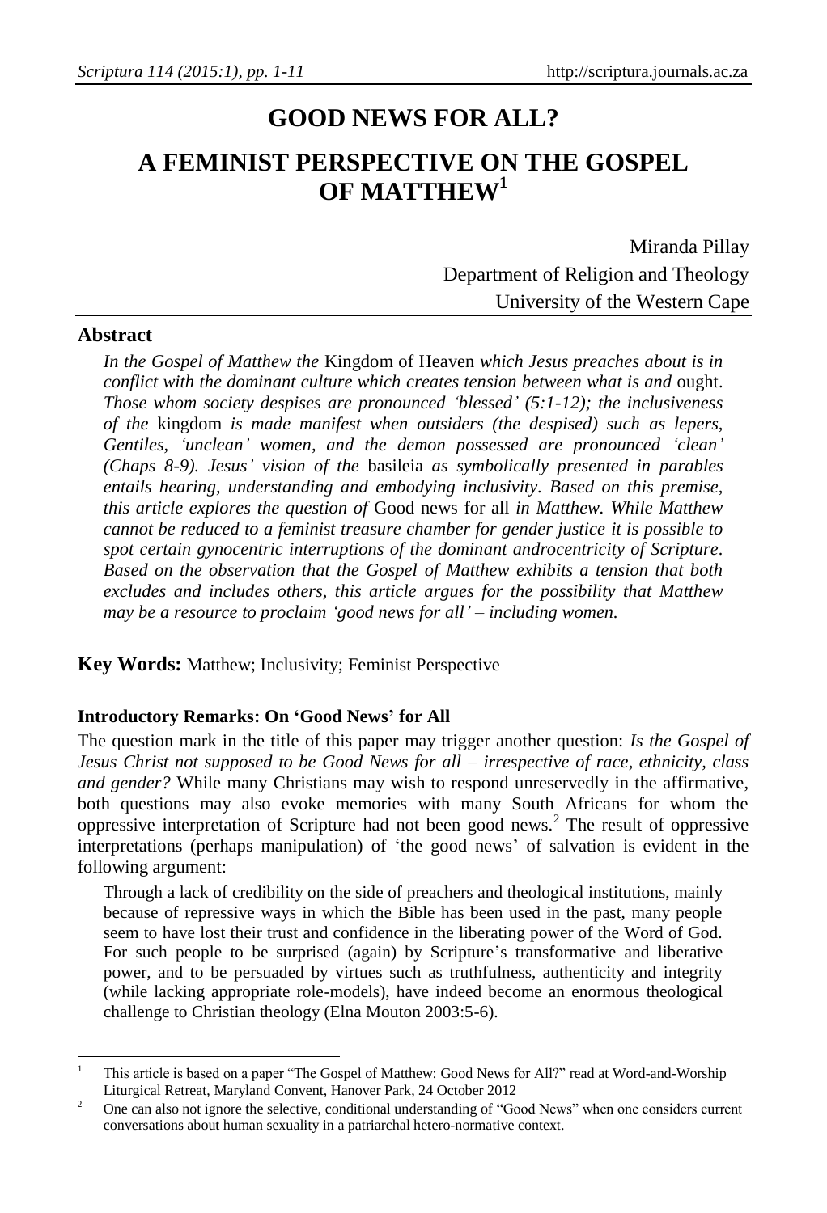# GOOD NEWS FOR ALL?

# A FEMINIST PERSPECTIVE ON THE GOSPEL OF MATTHEW[1]

Miranda Pillay
Department of Religion and Theology
University of the Western Cape

## Abstract

*In the Gospel of Matthew the* Kingdom of Heaven *which Jesus preaches about is in conflict with the dominant culture which creates tension between what is and* ought. *Those whom society despises are pronounced 'blessed' (5:1-12); the inclusiveness of the* kingdom *is made manifest when outsiders (the despised) such as lepers, Gentiles, 'unclean' women, and the demon possessed are pronounced 'clean' (Chaps 8-9). Jesus' vision of the* basileia *as symbolically presented in parables entails hearing, understanding and embodying inclusivity. Based on this premise, this article explores the question of* Good news for all *in Matthew. While Matthew cannot be reduced to a feminist treasure chamber for gender justice it is possible to spot certain gynocentric interruptions of the dominant androcentricity of Scripture. Based on the observation that the Gospel of Matthew exhibits a tension that both excludes and includes others, this article argues for the possibility that Matthew may be a resource to proclaim 'good news for all' – including women.*

**Key Words:** Matthew; Inclusivity; Feminist Perspective

### Introductory Remarks: On 'Good News' for All

The question mark in the title of this paper may trigger another question: *Is the Gospel of Jesus Christ not supposed to be Good News for all – irrespective of race, ethnicity, class and gender?* While many Christians may wish to respond unreservedly in the affirmative, both questions may also evoke memories with many South Africans for whom the oppressive interpretation of Scripture had not been good news.[2] The result of oppressive interpretations (perhaps manipulation) of 'the good news' of salvation is evident in the following argument:

> Through a lack of credibility on the side of preachers and theological institutions, mainly because of repressive ways in which the Bible has been used in the past, many people seem to have lost their trust and confidence in the liberating power of the Word of God. For such people to be surprised (again) by Scripture's transformative and liberative power, and to be persuaded by virtues such as truthfulness, authenticity and integrity (while lacking appropriate role-models), have indeed become an enormous theological challenge to Christian theology (Elna Mouton 2003:5-6).

---

[1] This article is based on a paper "The Gospel of Matthew: Good News for All?" read at Word-and-Worship Liturgical Retreat, Maryland Convent, Hanover Park, 24 October 2012

[2] One can also not ignore the selective, conditional understanding of "Good News" when one considers current conversations about human sexuality in a patriarchal hetero-normative context.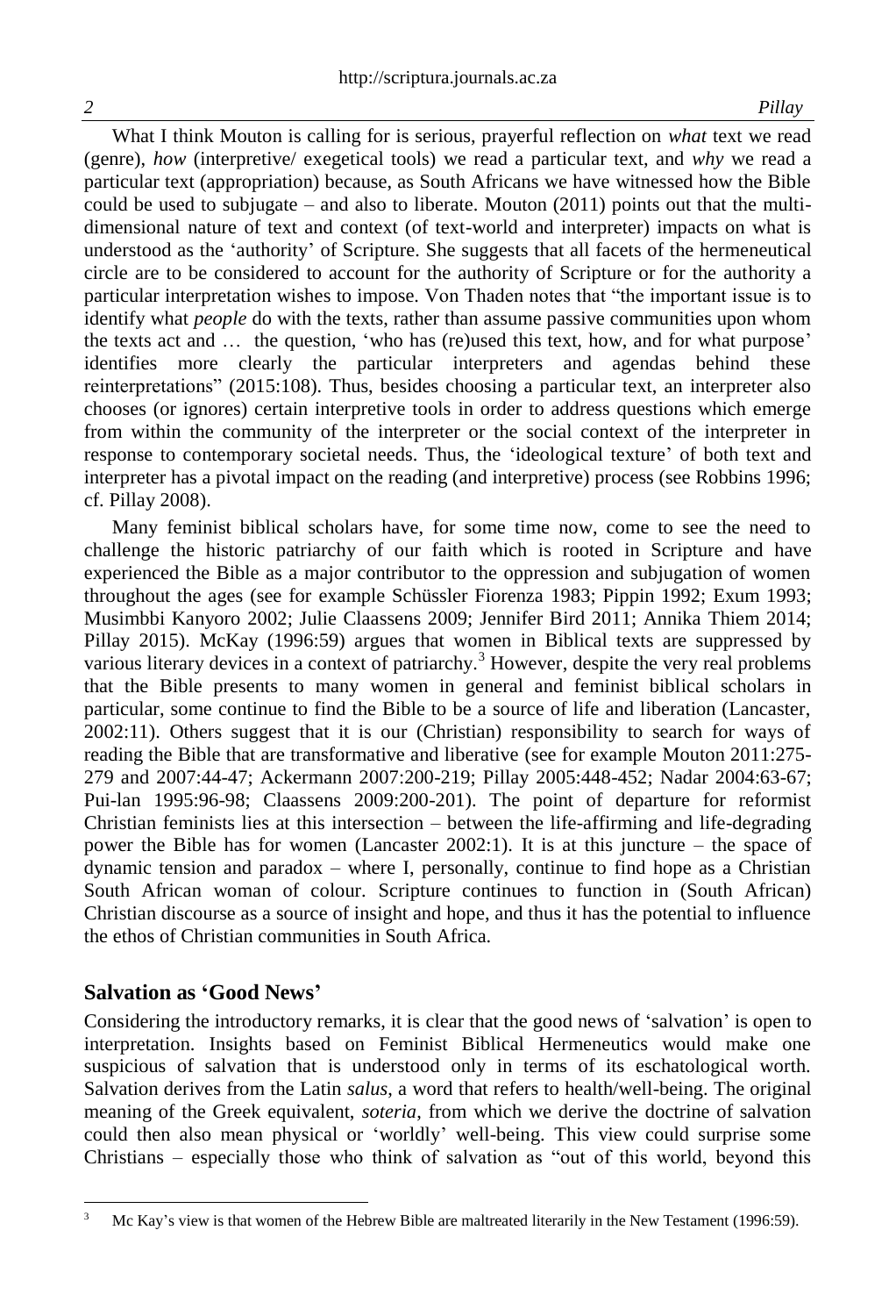What I think Mouton is calling for is serious, prayerful reflection on *what* text we read (genre), *how* (interpretive/ exegetical tools) we read a particular text, and *why* we read a particular text (appropriation) because, as South Africans we have witnessed how the Bible could be used to subjugate – and also to liberate. Mouton (2011) points out that the multi-dimensional nature of text and context (of text-world and interpreter) impacts on what is understood as the 'authority' of Scripture. She suggests that all facets of the hermeneutical circle are to be considered to account for the authority of Scripture or for the authority a particular interpretation wishes to impose. Von Thaden notes that "the important issue is to identify what *people* do with the texts, rather than assume passive communities upon whom the texts act and … the question, 'who has (re)used this text, how, and for what purpose' identifies more clearly the particular interpreters and agendas behind these reinterpretations" (2015:108). Thus, besides choosing a particular text, an interpreter also chooses (or ignores) certain interpretive tools in order to address questions which emerge from within the community of the interpreter or the social context of the interpreter in response to contemporary societal needs. Thus, the 'ideological texture' of both text and interpreter has a pivotal impact on the reading (and interpretive) process (see Robbins 1996; cf. Pillay 2008).

Many feminist biblical scholars have, for some time now, come to see the need to challenge the historic patriarchy of our faith which is rooted in Scripture and have experienced the Bible as a major contributor to the oppression and subjugation of women throughout the ages (see for example Schüssler Fiorenza 1983; Pippin 1992; Exum 1993; Musimbbi Kanyoro 2002; Julie Claassens 2009; Jennifer Bird 2011; Annika Thiem 2014; Pillay 2015). McKay (1996:59) argues that women in Biblical texts are suppressed by various literary devices in a context of patriarchy.[3] However, despite the very real problems that the Bible presents to many women in general and feminist biblical scholars in particular, some continue to find the Bible to be a source of life and liberation (Lancaster, 2002:11). Others suggest that it is our (Christian) responsibility to search for ways of reading the Bible that are transformative and liberative (see for example Mouton 2011:275-279 and 2007:44-47; Ackermann 2007:200-219; Pillay 2005:448-452; Nadar 2004:63-67; Pui-lan 1995:96-98; Claassens 2009:200-201). The point of departure for reformist Christian feminists lies at this intersection – between the life-affirming and life-degrading power the Bible has for women (Lancaster 2002:1). It is at this juncture – the space of dynamic tension and paradox – where I, personally, continue to find hope as a Christian South African woman of colour. Scripture continues to function in (South African) Christian discourse as a source of insight and hope, and thus it has the potential to influence the ethos of Christian communities in South Africa.

## Salvation as 'Good News'

Considering the introductory remarks, it is clear that the good news of 'salvation' is open to interpretation. Insights based on Feminist Biblical Hermeneutics would make one suspicious of salvation that is understood only in terms of its eschatological worth. Salvation derives from the Latin *salus*, a word that refers to health/well-being. The original meaning of the Greek equivalent, *soteria*, from which we derive the doctrine of salvation could then also mean physical or 'worldly' well-being. This view could surprise some Christians – especially those who think of salvation as "out of this world, beyond this

[3] Mc Kay's view is that women of the Hebrew Bible are maltreated literarily in the New Testament (1996:59).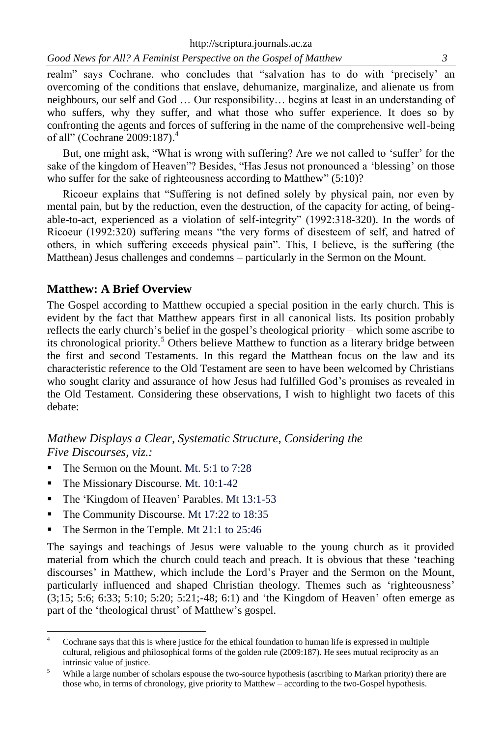realm" says Cochrane. who concludes that "salvation has to do with 'precisely' an overcoming of the conditions that enslave, dehumanize, marginalize, and alienate us from neighbours, our self and God … Our responsibility… begins at least in an understanding of who suffers, why they suffer, and what those who suffer experience. It does so by confronting the agents and forces of suffering in the name of the comprehensive well-being of all" (Cochrane 2009:187).[4]

But, one might ask, "What is wrong with suffering? Are we not called to 'suffer' for the sake of the kingdom of Heaven"? Besides, "Has Jesus not pronounced a 'blessing' on those who suffer for the sake of righteousness according to Matthew" (5:10)?

Ricoeur explains that "Suffering is not defined solely by physical pain, nor even by mental pain, but by the reduction, even the destruction, of the capacity for acting, of being-able-to-act, experienced as a violation of self-integrity" (1992:318-320). In the words of Ricoeur (1992:320) suffering means "the very forms of disesteem of self, and hatred of others, in which suffering exceeds physical pain". This, I believe, is the suffering (the Matthean) Jesus challenges and condemns – particularly in the Sermon on the Mount.

## Matthew: A Brief Overview

The Gospel according to Matthew occupied a special position in the early church. This is evident by the fact that Matthew appears first in all canonical lists. Its position probably reflects the early church's belief in the gospel's theological priority – which some ascribe to its chronological priority.[5] Others believe Matthew to function as a literary bridge between the first and second Testaments. In this regard the Matthean focus on the law and its characteristic reference to the Old Testament are seen to have been welcomed by Christians who sought clarity and assurance of how Jesus had fulfilled God's promises as revealed in the Old Testament. Considering these observations, I wish to highlight two facets of this debate:

### *Mathew Displays a Clear, Systematic Structure, Considering the Five Discourses, viz.:*

- The Sermon on the Mount. Mt. 5:1 to 7:28
- The Missionary Discourse. Mt. 10:1-42
- The 'Kingdom of Heaven' Parables. Mt 13:1-53
- The Community Discourse. Mt 17:22 to 18:35
- The Sermon in the Temple. Mt 21:1 to 25:46

The sayings and teachings of Jesus were valuable to the young church as it provided material from which the church could teach and preach. It is obvious that these 'teaching discourses' in Matthew, which include the Lord's Prayer and the Sermon on the Mount, particularly influenced and shaped Christian theology. Themes such as 'righteousness' (3;15; 5:6; 6:33; 5:10; 5:20; 5:21;-48; 6:1) and 'the Kingdom of Heaven' often emerge as part of the 'theological thrust' of Matthew's gospel.

---

[4] Cochrane says that this is where justice for the ethical foundation to human life is expressed in multiple cultural, religious and philosophical forms of the golden rule (2009:187). He sees mutual reciprocity as an intrinsic value of justice.

[5] While a large number of scholars espouse the two-source hypothesis (ascribing to Markan priority) there are those who, in terms of chronology, give priority to Matthew – according to the two-Gospel hypothesis.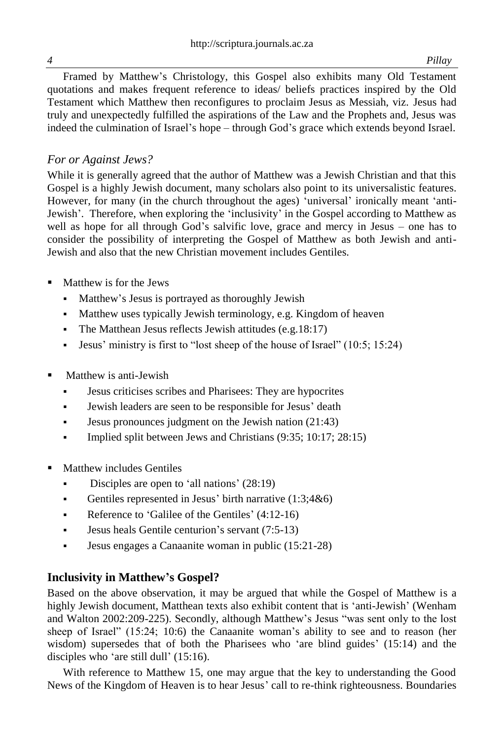Framed by Matthew's Christology, this Gospel also exhibits many Old Testament quotations and makes frequent reference to ideas/ beliefs practices inspired by the Old Testament which Matthew then reconfigures to proclaim Jesus as Messiah, viz. Jesus had truly and unexpectedly fulfilled the aspirations of the Law and the Prophets and, Jesus was indeed the culmination of Israel's hope – through God's grace which extends beyond Israel.

### *For or Against Jews?*

While it is generally agreed that the author of Matthew was a Jewish Christian and that this Gospel is a highly Jewish document, many scholars also point to its universalistic features. However, for many (in the church throughout the ages) 'universal' ironically meant 'anti-Jewish'. Therefore, when exploring the 'inclusivity' in the Gospel according to Matthew as well as hope for all through God's salvific love, grace and mercy in Jesus – one has to consider the possibility of interpreting the Gospel of Matthew as both Jewish and anti-Jewish and also that the new Christian movement includes Gentiles.

- Matthew is for the Jews
  - Matthew's Jesus is portrayed as thoroughly Jewish
  - Matthew uses typically Jewish terminology, e.g. Kingdom of heaven
  - The Matthean Jesus reflects Jewish attitudes (e.g.18:17)
  - Jesus' ministry is first to "lost sheep of the house of Israel" (10:5; 15:24)
- Matthew is anti-Jewish
  - Jesus criticises scribes and Pharisees: They are hypocrites
  - Jewish leaders are seen to be responsible for Jesus' death
  - Jesus pronounces judgment on the Jewish nation (21:43)
  - Implied split between Jews and Christians (9:35; 10:17; 28:15)
- Matthew includes Gentiles
  - Disciples are open to 'all nations' (28:19)
  - Gentiles represented in Jesus' birth narrative (1:3;4&6)
  - Reference to 'Galilee of the Gentiles' (4:12-16)
  - Jesus heals Gentile centurion's servant (7:5-13)
  - Jesus engages a Canaanite woman in public (15:21-28)

## Inclusivity in Matthew's Gospel?

Based on the above observation, it may be argued that while the Gospel of Matthew is a highly Jewish document, Matthean texts also exhibit content that is 'anti-Jewish' (Wenham and Walton 2002:209-225). Secondly, although Matthew's Jesus "was sent only to the lost sheep of Israel" (15:24; 10:6) the Canaanite woman's ability to see and to reason (her wisdom) supersedes that of both the Pharisees who 'are blind guides' (15:14) and the disciples who 'are still dull' (15:16).

With reference to Matthew 15, one may argue that the key to understanding the Good News of the Kingdom of Heaven is to hear Jesus' call to re-think righteousness. Boundaries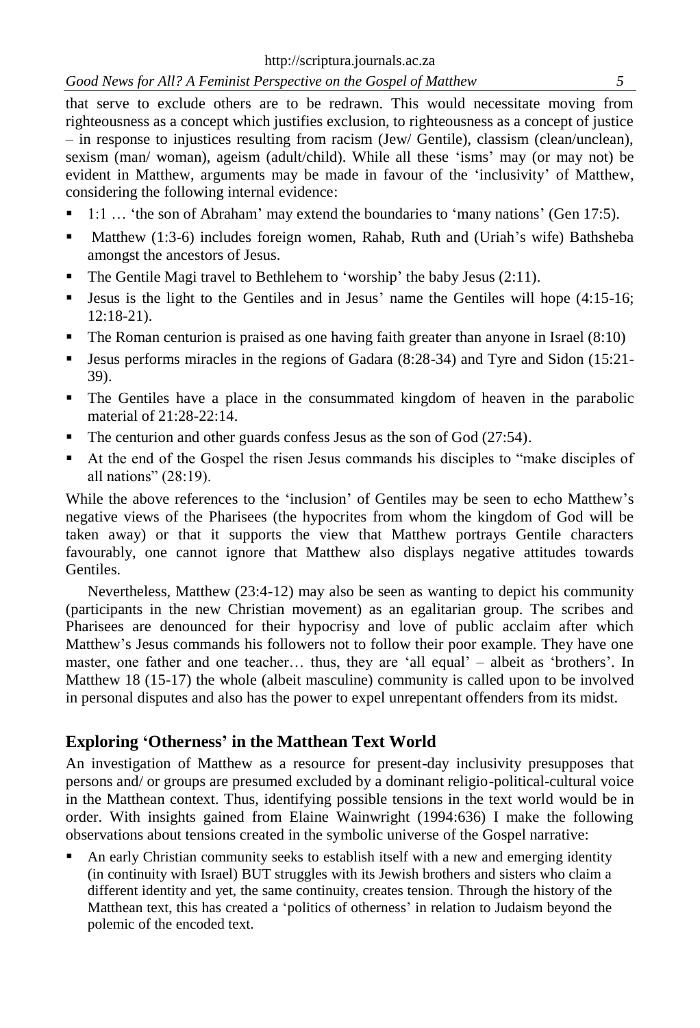that serve to exclude others are to be redrawn. This would necessitate moving from righteousness as a concept which justifies exclusion, to righteousness as a concept of justice – in response to injustices resulting from racism (Jew/ Gentile), classism (clean/unclean), sexism (man/ woman), ageism (adult/child). While all these 'isms' may (or may not) be evident in Matthew, arguments may be made in favour of the 'inclusivity' of Matthew, considering the following internal evidence:

- 1:1 … 'the son of Abraham' may extend the boundaries to 'many nations' (Gen 17:5).
- Matthew (1:3-6) includes foreign women, Rahab, Ruth and (Uriah's wife) Bathsheba amongst the ancestors of Jesus.
- The Gentile Magi travel to Bethlehem to 'worship' the baby Jesus (2:11).
- Jesus is the light to the Gentiles and in Jesus' name the Gentiles will hope (4:15-16; 12:18-21).
- The Roman centurion is praised as one having faith greater than anyone in Israel (8:10)
- Jesus performs miracles in the regions of Gadara (8:28-34) and Tyre and Sidon (15:21-39).
- The Gentiles have a place in the consummated kingdom of heaven in the parabolic material of 21:28-22:14.
- The centurion and other guards confess Jesus as the son of God (27:54).
- At the end of the Gospel the risen Jesus commands his disciples to "make disciples of all nations" (28:19).

While the above references to the 'inclusion' of Gentiles may be seen to echo Matthew's negative views of the Pharisees (the hypocrites from whom the kingdom of God will be taken away) or that it supports the view that Matthew portrays Gentile characters favourably, one cannot ignore that Matthew also displays negative attitudes towards Gentiles.

Nevertheless, Matthew (23:4-12) may also be seen as wanting to depict his community (participants in the new Christian movement) as an egalitarian group. The scribes and Pharisees are denounced for their hypocrisy and love of public acclaim after which Matthew's Jesus commands his followers not to follow their poor example. They have one master, one father and one teacher… thus, they are 'all equal' – albeit as 'brothers'. In Matthew 18 (15-17) the whole (albeit masculine) community is called upon to be involved in personal disputes and also has the power to expel unrepentant offenders from its midst.

## Exploring 'Otherness' in the Matthean Text World

An investigation of Matthew as a resource for present-day inclusivity presupposes that persons and/ or groups are presumed excluded by a dominant religio-political-cultural voice in the Matthean context. Thus, identifying possible tensions in the text world would be in order. With insights gained from Elaine Wainwright (1994:636) I make the following observations about tensions created in the symbolic universe of the Gospel narrative:

- An early Christian community seeks to establish itself with a new and emerging identity (in continuity with Israel) BUT struggles with its Jewish brothers and sisters who claim a different identity and yet, the same continuity, creates tension. Through the history of the Matthean text, this has created a 'politics of otherness' in relation to Judaism beyond the polemic of the encoded text.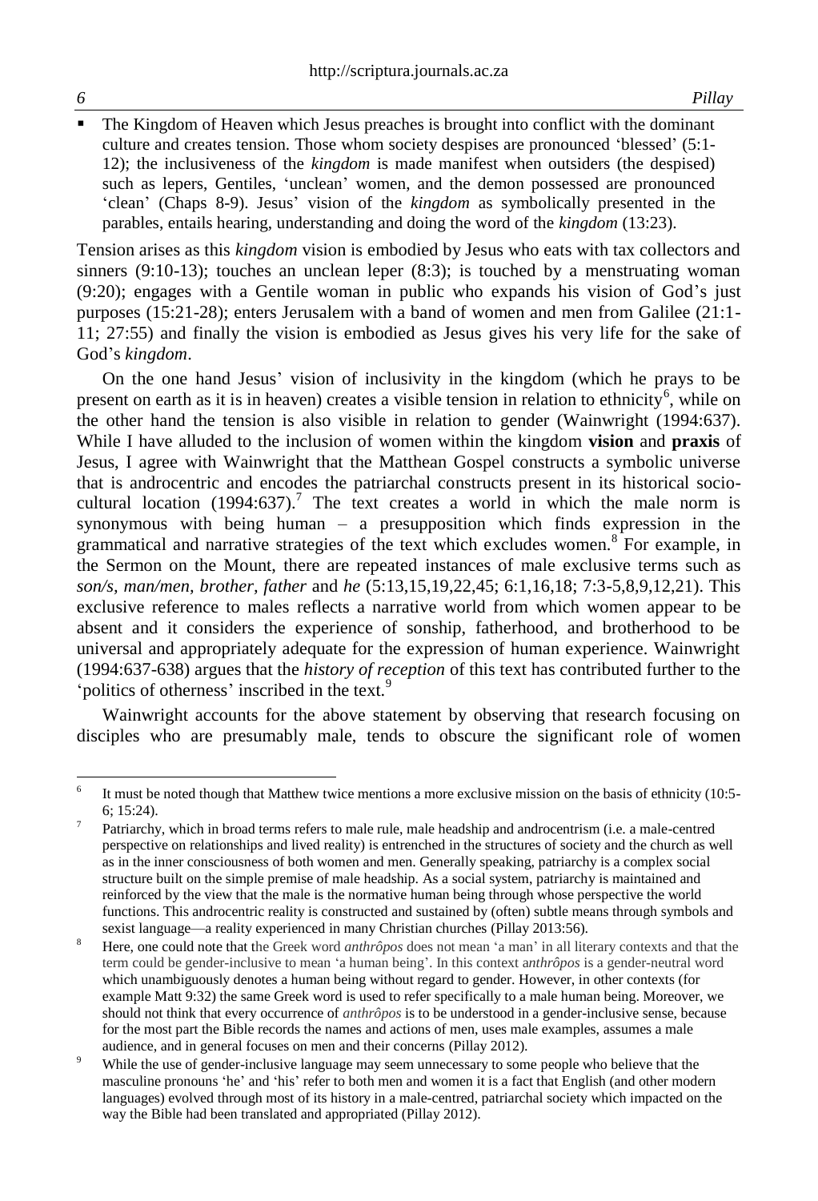- The Kingdom of Heaven which Jesus preaches is brought into conflict with the dominant culture and creates tension. Those whom society despises are pronounced 'blessed' (5:1-12); the inclusiveness of the *kingdom* is made manifest when outsiders (the despised) such as lepers, Gentiles, 'unclean' women, and the demon possessed are pronounced 'clean' (Chaps 8-9). Jesus' vision of the *kingdom* as symbolically presented in the parables, entails hearing, understanding and doing the word of the *kingdom* (13:23).

Tension arises as this *kingdom* vision is embodied by Jesus who eats with tax collectors and sinners (9:10-13); touches an unclean leper (8:3); is touched by a menstruating woman (9:20); engages with a Gentile woman in public who expands his vision of God's just purposes (15:21-28); enters Jerusalem with a band of women and men from Galilee (21:1-11; 27:55) and finally the vision is embodied as Jesus gives his very life for the sake of God's *kingdom*.

On the one hand Jesus' vision of inclusivity in the kingdom (which he prays to be present on earth as it is in heaven) creates a visible tension in relation to ethnicity[6], while on the other hand the tension is also visible in relation to gender (Wainwright (1994:637). While I have alluded to the inclusion of women within the kingdom **vision** and **praxis** of Jesus, I agree with Wainwright that the Matthean Gospel constructs a symbolic universe that is androcentric and encodes the patriarchal constructs present in its historical socio-cultural location (1994:637).[7] The text creates a world in which the male norm is synonymous with being human – a presupposition which finds expression in the grammatical and narrative strategies of the text which excludes women.[8] For example, in the Sermon on the Mount, there are repeated instances of male exclusive terms such as *son/s, man/men, brother, father* and *he* (5:13,15,19,22,45; 6:1,16,18; 7:3-5,8,9,12,21). This exclusive reference to males reflects a narrative world from which women appear to be absent and it considers the experience of sonship, fatherhood, and brotherhood to be universal and appropriately adequate for the expression of human experience. Wainwright (1994:637-638) argues that the *history of reception* of this text has contributed further to the 'politics of otherness' inscribed in the text.[9]

Wainwright accounts for the above statement by observing that research focusing on disciples who are presumably male, tends to obscure the significant role of women

---

[6] It must be noted though that Matthew twice mentions a more exclusive mission on the basis of ethnicity (10:5-6; 15:24).

[7] Patriarchy, which in broad terms refers to male rule, male headship and androcentrism (i.e. a male-centred perspective on relationships and lived reality) is entrenched in the structures of society and the church as well as in the inner consciousness of both women and men. Generally speaking, patriarchy is a complex social structure built on the simple premise of male headship. As a social system, patriarchy is maintained and reinforced by the view that the male is the normative human being through whose perspective the world functions. This androcentric reality is constructed and sustained by (often) subtle means through symbols and sexist language—a reality experienced in many Christian churches (Pillay 2013:56).

[8] Here, one could note that the Greek word *anthrôpos* does not mean 'a man' in all literary contexts and that the term could be gender-inclusive to mean 'a human being'. In this context *anthrôpos* is a gender-neutral word which unambiguously denotes a human being without regard to gender. However, in other contexts (for example Matt 9:32) the same Greek word is used to refer specifically to a male human being. Moreover, we should not think that every occurrence of *anthrôpos* is to be understood in a gender-inclusive sense, because for the most part the Bible records the names and actions of men, uses male examples, assumes a male audience, and in general focuses on men and their concerns (Pillay 2012).

[9] While the use of gender-inclusive language may seem unnecessary to some people who believe that the masculine pronouns 'he' and 'his' refer to both men and women it is a fact that English (and other modern languages) evolved through most of its history in a male-centred, patriarchal society which impacted on the way the Bible had been translated and appropriated (Pillay 2012).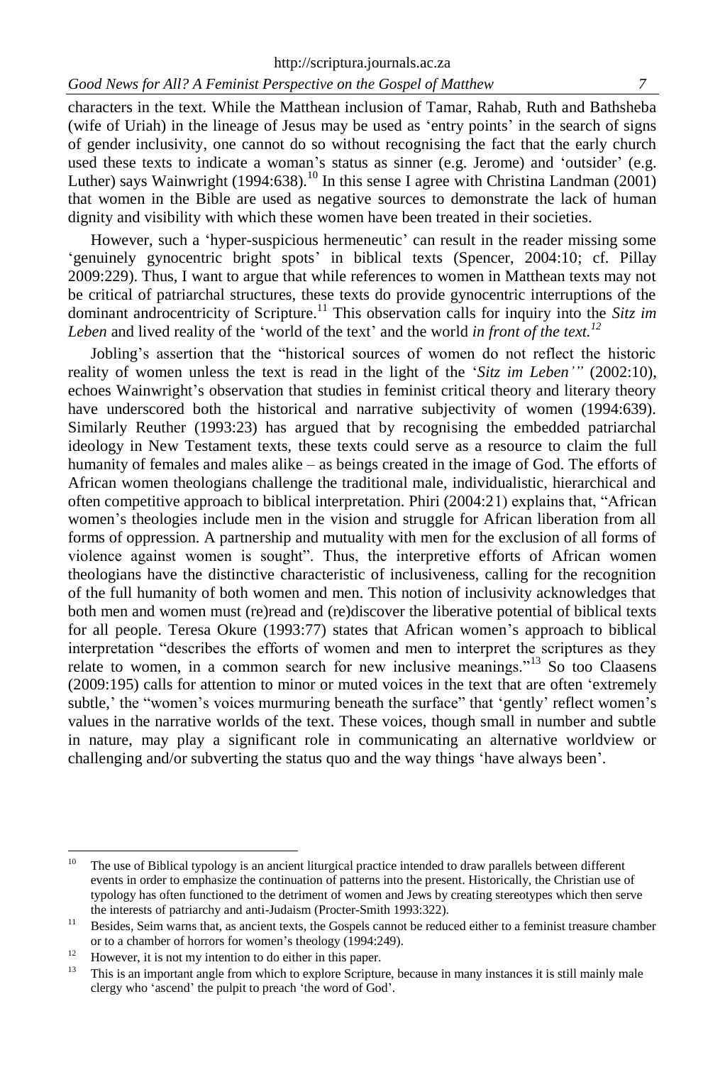characters in the text. While the Matthean inclusion of Tamar, Rahab, Ruth and Bathsheba (wife of Uriah) in the lineage of Jesus may be used as 'entry points' in the search of signs of gender inclusivity, one cannot do so without recognising the fact that the early church used these texts to indicate a woman's status as sinner (e.g. Jerome) and 'outsider' (e.g. Luther) says Wainwright (1994:638).[10] In this sense I agree with Christina Landman (2001) that women in the Bible are used as negative sources to demonstrate the lack of human dignity and visibility with which these women have been treated in their societies.

However, such a 'hyper-suspicious hermeneutic' can result in the reader missing some 'genuinely gynocentric bright spots' in biblical texts (Spencer, 2004:10; cf. Pillay 2009:229). Thus, I want to argue that while references to women in Matthean texts may not be critical of patriarchal structures, these texts do provide gynocentric interruptions of the dominant androcentricity of Scripture.[11] This observation calls for inquiry into the *Sitz im Leben* and lived reality of the 'world of the text' and the world *in front of the text.*[12]

Jobling's assertion that the "historical sources of women do not reflect the historic reality of women unless the text is read in the light of the '*Sitz im Leben*'" (2002:10), echoes Wainwright's observation that studies in feminist critical theory and literary theory have underscored both the historical and narrative subjectivity of women (1994:639). Similarly Reuther (1993:23) has argued that by recognising the embedded patriarchal ideology in New Testament texts, these texts could serve as a resource to claim the full humanity of females and males alike – as beings created in the image of God. The efforts of African women theologians challenge the traditional male, individualistic, hierarchical and often competitive approach to biblical interpretation. Phiri (2004:21) explains that, "African women's theologies include men in the vision and struggle for African liberation from all forms of oppression. A partnership and mutuality with men for the exclusion of all forms of violence against women is sought". Thus, the interpretive efforts of African women theologians have the distinctive characteristic of inclusiveness, calling for the recognition of the full humanity of both women and men. This notion of inclusivity acknowledges that both men and women must (re)read and (re)discover the liberative potential of biblical texts for all people. Teresa Okure (1993:77) states that African women's approach to biblical interpretation "describes the efforts of women and men to interpret the scriptures as they relate to women, in a common search for new inclusive meanings."[13] So too Claasens (2009:195) calls for attention to minor or muted voices in the text that are often 'extremely subtle,' the "women's voices murmuring beneath the surface" that 'gently' reflect women's values in the narrative worlds of the text. These voices, though small in number and subtle in nature, may play a significant role in communicating an alternative worldview or challenging and/or subverting the status quo and the way things 'have always been'.

---

[10] The use of Biblical typology is an ancient liturgical practice intended to draw parallels between different events in order to emphasize the continuation of patterns into the present. Historically, the Christian use of typology has often functioned to the detriment of women and Jews by creating stereotypes which then serve the interests of patriarchy and anti-Judaism (Procter-Smith 1993:322).

[11] Besides, Seim warns that, as ancient texts, the Gospels cannot be reduced either to a feminist treasure chamber or to a chamber of horrors for women's theology (1994:249).

[12] However, it is not my intention to do either in this paper.

[13] This is an important angle from which to explore Scripture, because in many instances it is still mainly male clergy who 'ascend' the pulpit to preach 'the word of God'.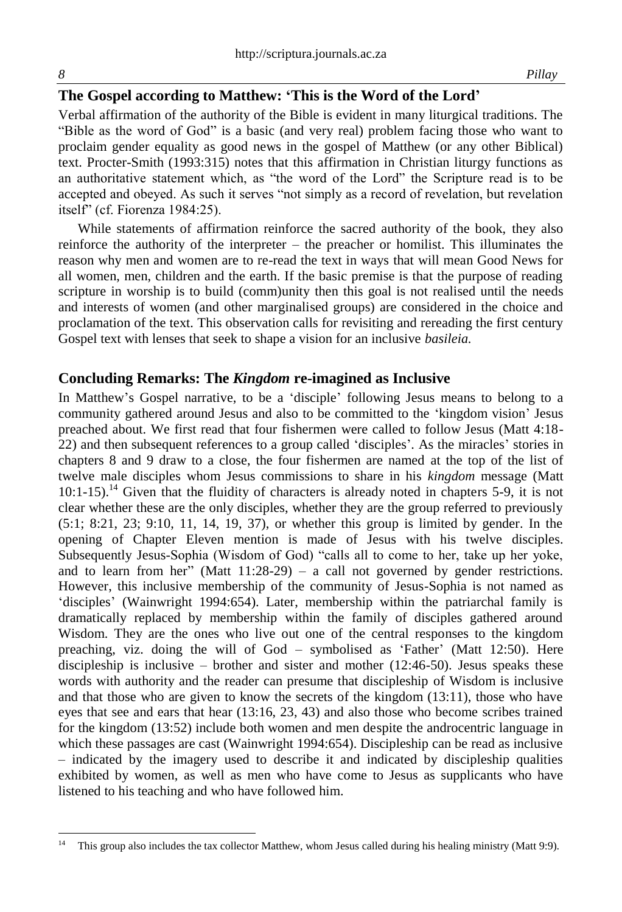## The Gospel according to Matthew: 'This is the Word of the Lord'

Verbal affirmation of the authority of the Bible is evident in many liturgical traditions. The "Bible as the word of God" is a basic (and very real) problem facing those who want to proclaim gender equality as good news in the gospel of Matthew (or any other Biblical) text. Procter-Smith (1993:315) notes that this affirmation in Christian liturgy functions as an authoritative statement which, as "the word of the Lord" the Scripture read is to be accepted and obeyed. As such it serves "not simply as a record of revelation, but revelation itself" (cf. Fiorenza 1984:25).

While statements of affirmation reinforce the sacred authority of the book, they also reinforce the authority of the interpreter – the preacher or homilist. This illuminates the reason why men and women are to re-read the text in ways that will mean Good News for all women, men, children and the earth. If the basic premise is that the purpose of reading scripture in worship is to build (comm)unity then this goal is not realised until the needs and interests of women (and other marginalised groups) are considered in the choice and proclamation of the text. This observation calls for revisiting and rereading the first century Gospel text with lenses that seek to shape a vision for an inclusive *basileia.*

## Concluding Remarks: The *Kingdom* re-imagined as Inclusive

In Matthew's Gospel narrative, to be a 'disciple' following Jesus means to belong to a community gathered around Jesus and also to be committed to the 'kingdom vision' Jesus preached about. We first read that four fishermen were called to follow Jesus (Matt 4:18-22) and then subsequent references to a group called 'disciples'. As the miracles' stories in chapters 8 and 9 draw to a close, the four fishermen are named at the top of the list of twelve male disciples whom Jesus commissions to share in his *kingdom* message (Matt 10:1-15).[14] Given that the fluidity of characters is already noted in chapters 5-9, it is not clear whether these are the only disciples, whether they are the group referred to previously (5:1; 8:21, 23; 9:10, 11, 14, 19, 37), or whether this group is limited by gender. In the opening of Chapter Eleven mention is made of Jesus with his twelve disciples. Subsequently Jesus-Sophia (Wisdom of God) "calls all to come to her, take up her yoke, and to learn from her" (Matt 11:28-29) – a call not governed by gender restrictions. However, this inclusive membership of the community of Jesus-Sophia is not named as 'disciples' (Wainwright 1994:654). Later, membership within the patriarchal family is dramatically replaced by membership within the family of disciples gathered around Wisdom. They are the ones who live out one of the central responses to the kingdom preaching, viz. doing the will of God – symbolised as 'Father' (Matt 12:50). Here discipleship is inclusive – brother and sister and mother (12:46-50). Jesus speaks these words with authority and the reader can presume that discipleship of Wisdom is inclusive and that those who are given to know the secrets of the kingdom (13:11), those who have eyes that see and ears that hear (13:16, 23, 43) and also those who become scribes trained for the kingdom (13:52) include both women and men despite the androcentric language in which these passages are cast (Wainwright 1994:654). Discipleship can be read as inclusive – indicated by the imagery used to describe it and indicated by discipleship qualities exhibited by women, as well as men who have come to Jesus as supplicants who have listened to his teaching and who have followed him.

[14] This group also includes the tax collector Matthew, whom Jesus called during his healing ministry (Matt 9:9).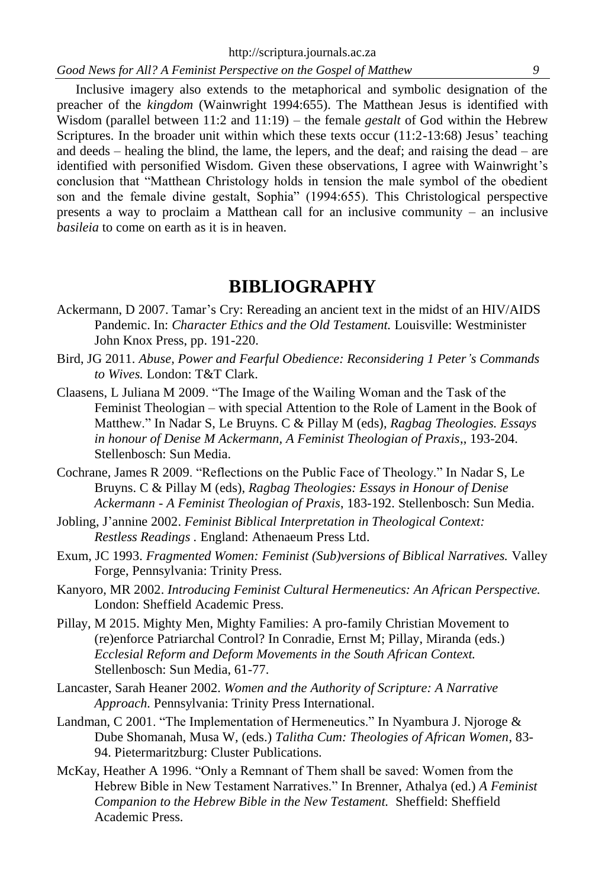Inclusive imagery also extends to the metaphorical and symbolic designation of the preacher of the *kingdom* (Wainwright 1994:655). The Matthean Jesus is identified with Wisdom (parallel between 11:2 and 11:19) – the female *gestalt* of God within the Hebrew Scriptures. In the broader unit within which these texts occur (11:2-13:68) Jesus' teaching and deeds – healing the blind, the lame, the lepers, and the deaf; and raising the dead – are identified with personified Wisdom. Given these observations, I agree with Wainwright's conclusion that "Matthean Christology holds in tension the male symbol of the obedient son and the female divine gestalt, Sophia" (1994:655). This Christological perspective presents a way to proclaim a Matthean call for an inclusive community – an inclusive *basileia* to come on earth as it is in heaven.

## BIBLIOGRAPHY

Ackermann, D 2007. Tamar's Cry: Rereading an ancient text in the midst of an HIV/AIDS Pandemic. In: *Character Ethics and the Old Testament.* Louisville: Westminister John Knox Press, pp. 191-220.

Bird, JG 2011. *Abuse, Power and Fearful Obedience: Reconsidering 1 Peter's Commands to Wives.* London: T&T Clark.

Claasens, L Juliana M 2009. "The Image of the Wailing Woman and the Task of the Feminist Theologian – with special Attention to the Role of Lament in the Book of Matthew." In Nadar S, Le Bruyns. C & Pillay M (eds), *Ragbag Theologies. Essays in honour of Denise M Ackermann, A Feminist Theologian of Praxis*,, 193-204. Stellenbosch: Sun Media.

Cochrane, James R 2009. "Reflections on the Public Face of Theology." In Nadar S, Le Bruyns. C & Pillay M (eds), *Ragbag Theologies: Essays in Honour of Denise Ackermann - A Feminist Theologian of Praxis*, 183-192. Stellenbosch: Sun Media.

Jobling, J'annine 2002. *Feminist Biblical Interpretation in Theological Context: Restless Readings* . England: Athenaeum Press Ltd.

Exum, JC 1993. *Fragmented Women: Feminist (Sub)versions of Biblical Narratives.* Valley Forge, Pennsylvania: Trinity Press.

Kanyoro, MR 2002. *Introducing Feminist Cultural Hermeneutics: An African Perspective.* London: Sheffield Academic Press.

Pillay, M 2015. Mighty Men, Mighty Families: A pro-family Christian Movement to (re)enforce Patriarchal Control? In Conradie, Ernst M; Pillay, Miranda (eds.) *Ecclesial Reform and Deform Movements in the South African Context.* Stellenbosch: Sun Media, 61-77.

Lancaster, Sarah Heaner 2002. *Women and the Authority of Scripture: A Narrative Approach.* Pennsylvania: Trinity Press International.

Landman, C 2001. "The Implementation of Hermeneutics." In Nyambura J. Njoroge & Dube Shomanah, Musa W, (eds.) *Talitha Cum: Theologies of African Women*, 83-94. Pietermaritzburg: Cluster Publications.

McKay, Heather A 1996. "Only a Remnant of Them shall be saved: Women from the Hebrew Bible in New Testament Narratives." In Brenner, Athalya (ed.) *A Feminist Companion to the Hebrew Bible in the New Testament.* Sheffield: Sheffield Academic Press.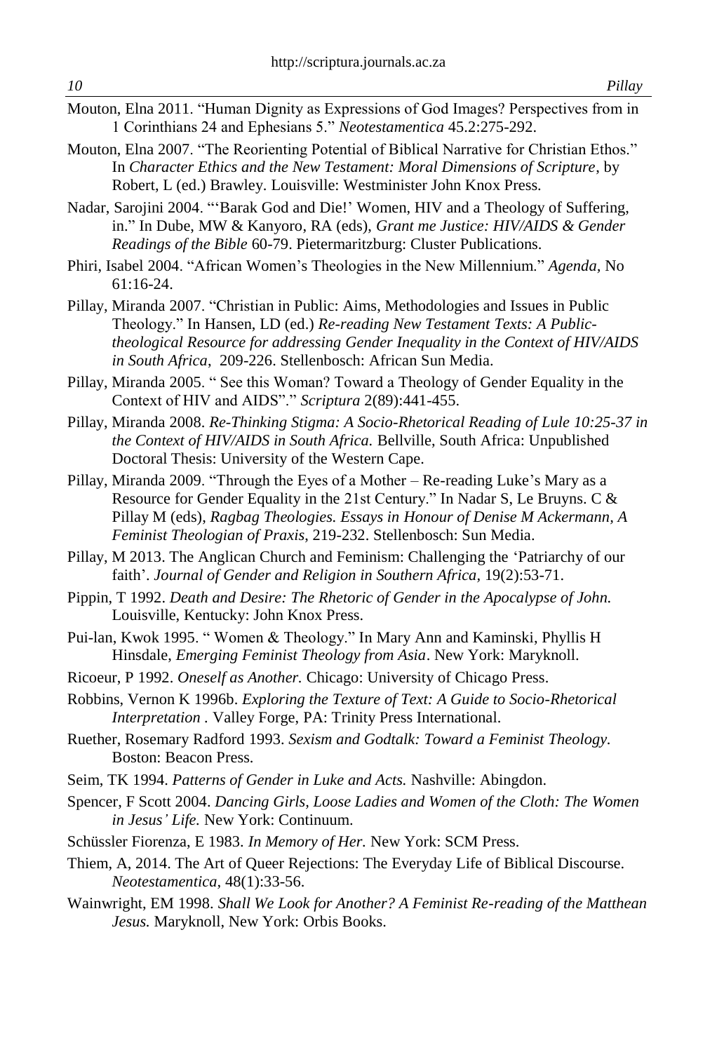Mouton, Elna 2011. "Human Dignity as Expressions of God Images? Perspectives from in 1 Corinthians 24 and Ephesians 5." *Neotestamentica* 45.2:275-292.

Mouton, Elna 2007. "The Reorienting Potential of Biblical Narrative for Christian Ethos." In *Character Ethics and the New Testament: Moral Dimensions of Scripture*, by Robert, L (ed.) Brawley. Louisville: Westminister John Knox Press.

Nadar, Sarojini 2004. "'Barak God and Die!' Women, HIV and a Theology of Suffering, in." In Dube, MW & Kanyoro, RA (eds), *Grant me Justice: HIV/AIDS & Gender Readings of the Bible* 60-79. Pietermaritzburg: Cluster Publications.

Phiri, Isabel 2004. "African Women's Theologies in the New Millennium." *Agenda*, No 61:16-24.

Pillay, Miranda 2007. "Christian in Public: Aims, Methodologies and Issues in Public Theology." In Hansen, LD (ed.) *Re-reading New Testament Texts: A Public-theological Resource for addressing Gender Inequality in the Context of HIV/AIDS in South Africa*, 209-226. Stellenbosch: African Sun Media.

Pillay, Miranda 2005. " See this Woman? Toward a Theology of Gender Equality in the Context of HIV and AIDS"." *Scriptura* 2(89):441-455.

Pillay, Miranda 2008. *Re-Thinking Stigma: A Socio-Rhetorical Reading of Lule 10:25-37 in the Context of HIV/AIDS in South Africa.* Bellville, South Africa: Unpublished Doctoral Thesis: University of the Western Cape.

Pillay, Miranda 2009. "Through the Eyes of a Mother – Re-reading Luke's Mary as a Resource for Gender Equality in the 21st Century." In Nadar S, Le Bruyns. C & Pillay M (eds), *Ragbag Theologies. Essays in Honour of Denise M Ackermann, A Feminist Theologian of Praxis*, 219-232. Stellenbosch: Sun Media.

Pillay, M 2013. The Anglican Church and Feminism: Challenging the 'Patriarchy of our faith'. *Journal of Gender and Religion in Southern Africa*, 19(2):53-71.

Pippin, T 1992. *Death and Desire: The Rhetoric of Gender in the Apocalypse of John.* Louisville, Kentucky: John Knox Press.

Pui-lan, Kwok 1995. " Women & Theology." In Mary Ann and Kaminski, Phyllis H Hinsdale, *Emerging Feminist Theology from Asia*. New York: Maryknoll.

Ricoeur, P 1992. *Oneself as Another.* Chicago: University of Chicago Press.

Robbins, Vernon K 1996b. *Exploring the Texture of Text: A Guide to Socio-Rhetorical Interpretation* . Valley Forge, PA: Trinity Press International.

Ruether, Rosemary Radford 1993. *Sexism and Godtalk: Toward a Feminist Theology.* Boston: Beacon Press.

Seim, TK 1994. *Patterns of Gender in Luke and Acts.* Nashville: Abingdon.

Spencer, F Scott 2004. *Dancing Girls, Loose Ladies and Women of the Cloth: The Women in Jesus' Life.* New York: Continuum.

Schüssler Fiorenza, E 1983. *In Memory of Her.* New York: SCM Press.

Thiem, A, 2014. The Art of Queer Rejections: The Everyday Life of Biblical Discourse. *Neotestamentica*, 48(1):33-56.

Wainwright, EM 1998. *Shall We Look for Another? A Feminist Re-reading of the Matthean Jesus.* Maryknoll, New York: Orbis Books.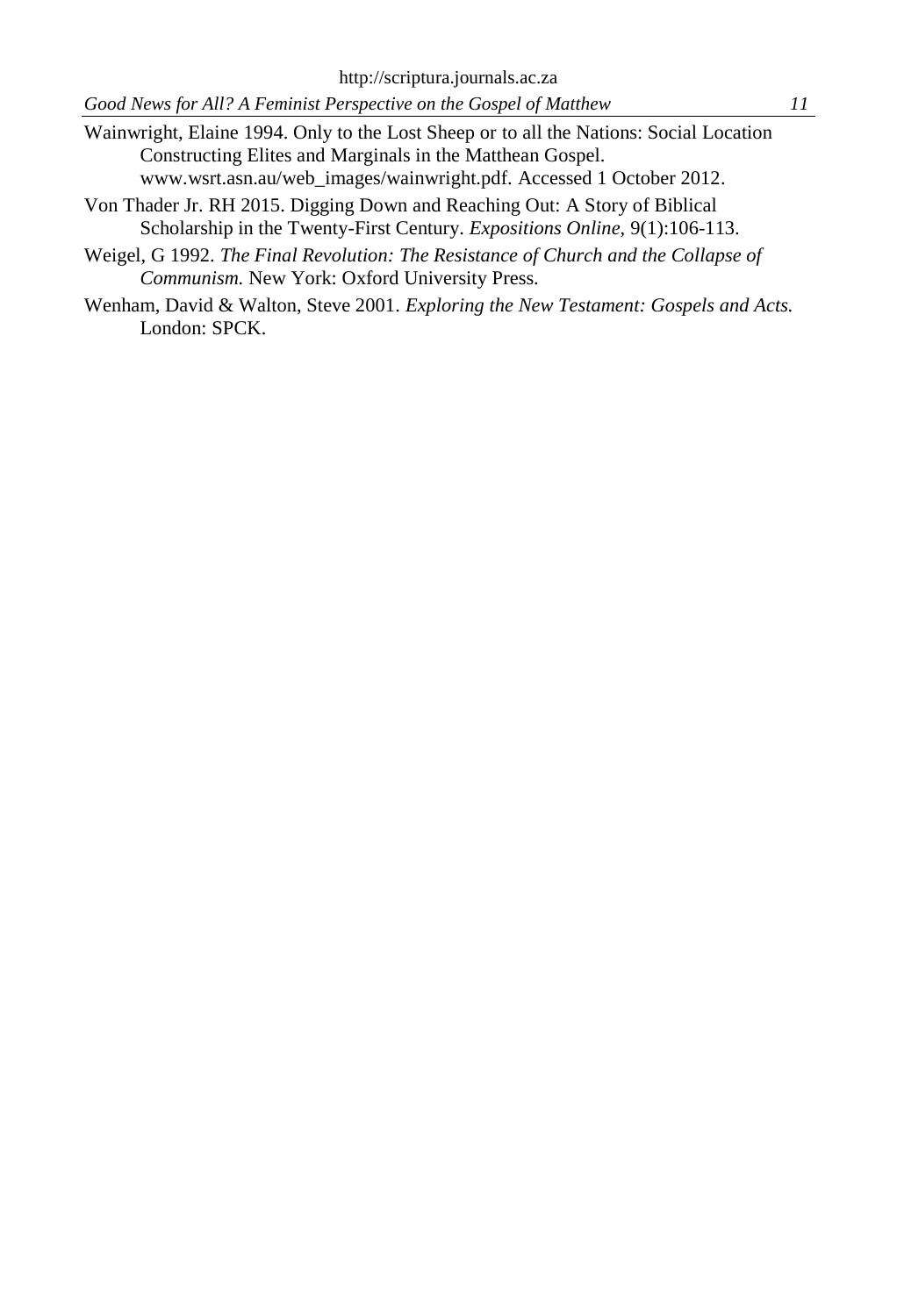Wainwright, Elaine 1994. Only to the Lost Sheep or to all the Nations: Social Location Constructing Elites and Marginals in the Matthean Gospel. www.wsrt.asn.au/web_images/wainwright.pdf. Accessed 1 October 2012.

Von Thader Jr. RH 2015. Digging Down and Reaching Out: A Story of Biblical Scholarship in the Twenty-First Century. *Expositions Online*, 9(1):106-113.

Weigel, G 1992. *The Final Revolution: The Resistance of Church and the Collapse of Communism.* New York: Oxford University Press.

Wenham, David & Walton, Steve 2001. *Exploring the New Testament: Gospels and Acts.* London: SPCK.